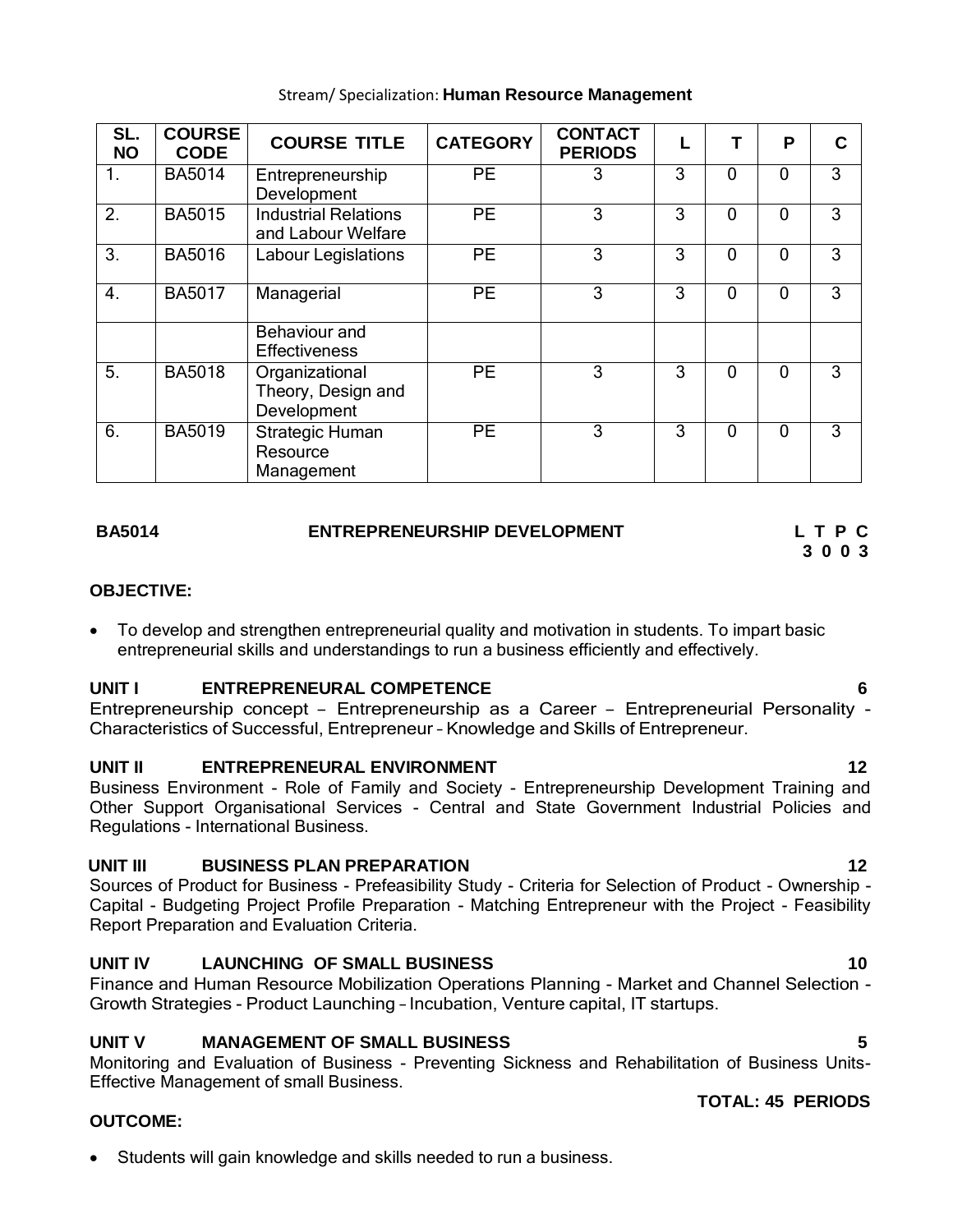Stream/ Specialization: **Human Resource Management**

| SL. NO | COURSE CODE | COURSE TITLE | CATEGORY | CONTACT PERIODS | L | T | P | C |
|---|---|---|---|---|---|---|---|---|
| 1. | BA5014 | Entrepreneurship Development | PE | 3 | 3 | 0 | 0 | 3 |
| 2. | BA5015 | Industrial Relations and Labour Welfare | PE | 3 | 3 | 0 | 0 | 3 |
| 3. | BA5016 | Labour Legislations | PE | 3 | 3 | 0 | 0 | 3 |
| 4. | BA5017 | Managerial Behaviour and Effectiveness | PE | 3 | 3 | 0 | 0 | 3 |
| 5. | BA5018 | Organizational Theory, Design and Development | PE | 3 | 3 | 0 | 0 | 3 |
| 6. | BA5019 | Strategic Human Resource Management | PE | 3 | 3 | 0 | 0 | 3 |

**BA5014 ENTREPRENEURSHIP DEVELOPMENT** **L T P C**
**3 0 0 3**

**OBJECTIVE:**

- To develop and strengthen entrepreneurial quality and motivation in students. To impart basic entrepreneurial skills and understandings to run a business efficiently and effectively.

**UNIT I ENTREPRENEURAL COMPETENCE** **6**

Entrepreneurship concept – Entrepreneurship as a Career – Entrepreneurial Personality - Characteristics of Successful, Entrepreneur – Knowledge and Skills of Entrepreneur.

**UNIT II ENTREPRENEURAL ENVIRONMENT** **12**

Business Environment - Role of Family and Society - Entrepreneurship Development Training and Other Support Organisational Services - Central and State Government Industrial Policies and Regulations - International Business.

**UNIT III BUSINESS PLAN PREPARATION** **12**

Sources of Product for Business - Prefeasibility Study - Criteria for Selection of Product - Ownership - Capital - Budgeting Project Profile Preparation - Matching Entrepreneur with the Project - Feasibility Report Preparation and Evaluation Criteria.

**UNIT IV LAUNCHING OF SMALL BUSINESS** **10**

Finance and Human Resource Mobilization Operations Planning - Market and Channel Selection - Growth Strategies - Product Launching – Incubation, Venture capital, IT startups.

**UNIT V MANAGEMENT OF SMALL BUSINESS** **5**

Monitoring and Evaluation of Business - Preventing Sickness and Rehabilitation of Business Units- Effective Management of small Business.

**TOTAL: 45 PERIODS**

**OUTCOME:**

- Students will gain knowledge and skills needed to run a business.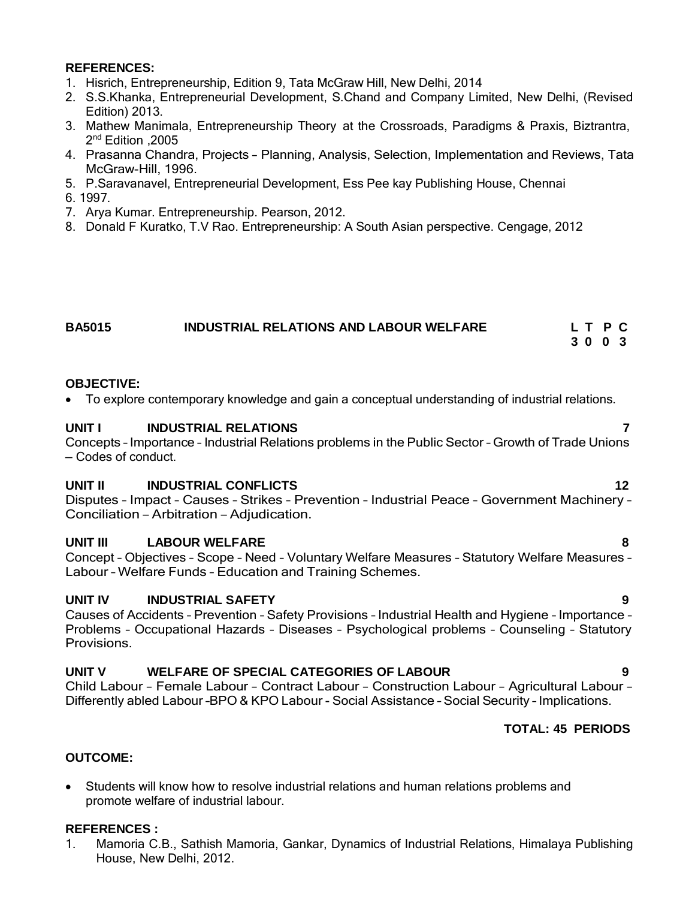**REFERENCES:**

1. Hisrich, Entrepreneurship, Edition 9, Tata McGraw Hill, New Delhi, 2014
2. S.S.Khanka, Entrepreneurial Development, S.Chand and Company Limited, New Delhi, (Revised Edition) 2013.
3. Mathew Manimala, Entrepreneurship Theory at the Crossroads, Paradigms & Praxis, Biztrantra, 2nd Edition ,2005
4. Prasanna Chandra, Projects – Planning, Analysis, Selection, Implementation and Reviews, Tata McGraw-Hill, 1996.
5. P.Saravanavel, Entrepreneurial Development, Ess Pee kay Publishing House, Chennai
6. 1997.
7. Arya Kumar. Entrepreneurship. Pearson, 2012.
8. Donald F Kuratko, T.V Rao. Entrepreneurship: A South Asian perspective. Cengage, 2012

| BA5015 | INDUSTRIAL RELATIONS AND LABOUR WELFARE | L T P C |
|---|---|---|
| | | 3 0 0 3 |

**OBJECTIVE:**

- To explore contemporary knowledge and gain a conceptual understanding of industrial relations.

**UNIT I INDUSTRIAL RELATIONS 7**

Concepts – Importance – Industrial Relations problems in the Public Sector – Growth of Trade Unions – Codes of conduct.

**UNIT II INDUSTRIAL CONFLICTS 12**

Disputes – Impact – Causes – Strikes – Prevention – Industrial Peace – Government Machinery – Conciliation – Arbitration – Adjudication.

**UNIT III LABOUR WELFARE 8**

Concept – Objectives – Scope – Need – Voluntary Welfare Measures – Statutory Welfare Measures – Labour – Welfare Funds – Education and Training Schemes.

**UNIT IV INDUSTRIAL SAFETY 9**

Causes of Accidents – Prevention – Safety Provisions – Industrial Health and Hygiene – Importance – Problems – Occupational Hazards – Diseases – Psychological problems – Counseling – Statutory Provisions.

**UNIT V WELFARE OF SPECIAL CATEGORIES OF LABOUR 9**

Child Labour – Female Labour – Contract Labour – Construction Labour – Agricultural Labour – Differently abled Labour –BPO & KPO Labour – Social Assistance – Social Security – Implications.

**TOTAL: 45 PERIODS**

**OUTCOME:**

- Students will know how to resolve industrial relations and human relations problems and promote welfare of industrial labour.

**REFERENCES :**

1. Mamoria C.B., Sathish Mamoria, Gankar, Dynamics of Industrial Relations, Himalaya Publishing House, New Delhi, 2012.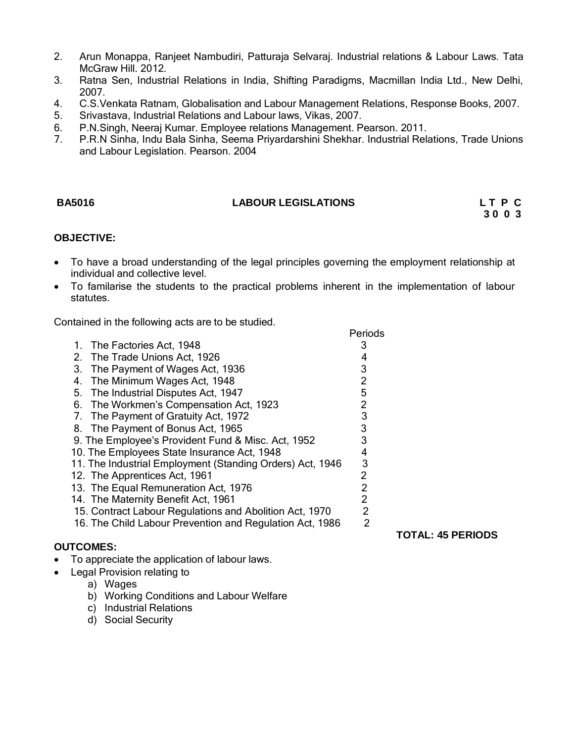2. Arun Monappa, Ranjeet Nambudiri, Patturaja Selvaraj. Industrial relations & Labour Laws. Tata McGraw Hill. 2012.
3. Ratna Sen, Industrial Relations in India, Shifting Paradigms, Macmillan India Ltd., New Delhi, 2007.
4. C.S.Venkata Ratnam, Globalisation and Labour Management Relations, Response Books, 2007.
5. Srivastava, Industrial Relations and Labour laws, Vikas, 2007.
6. P.N.Singh, Neeraj Kumar. Employee relations Management. Pearson. 2011.
7. P.R.N Sinha, Indu Bala Sinha, Seema Priyardarshini Shekhar. Industrial Relations, Trade Unions and Labour Legislation. Pearson. 2004

## BA5016 LABOUR LEGISLATIONS

**L T P C**
**3 0 0 3**

**OBJECTIVE:**

- To have a broad understanding of the legal principles governing the employment relationship at individual and collective level.
- To familarise the students to the practical problems inherent in the implementation of labour statutes.

Contained in the following acts are to be studied.

| | Periods |
|---|---|
| 1. The Factories Act, 1948 | 3 |
| 2. The Trade Unions Act, 1926 | 4 |
| 3. The Payment of Wages Act, 1936 | 3 |
| 4. The Minimum Wages Act, 1948 | 2 |
| 5. The Industrial Disputes Act, 1947 | 5 |
| 6. The Workmen's Compensation Act, 1923 | 2 |
| 7. The Payment of Gratuity Act, 1972 | 3 |
| 8. The Payment of Bonus Act, 1965 | 3 |
| 9. The Employee's Provident Fund & Misc. Act, 1952 | 3 |
| 10. The Employees State Insurance Act, 1948 | 4 |
| 11. The Industrial Employment (Standing Orders) Act, 1946 | 3 |
| 12. The Apprentices Act, 1961 | 2 |
| 13. The Equal Remuneration Act, 1976 | 2 |
| 14. The Maternity Benefit Act, 1961 | 2 |
| 15. Contract Labour Regulations and Abolition Act, 1970 | 2 |
| 16. The Child Labour Prevention and Regulation Act, 1986 | 2 |

**TOTAL: 45 PERIODS**

**OUTCOMES:**

- To appreciate the application of labour laws.
- Legal Provision relating to
    a) Wages
    b) Working Conditions and Labour Welfare
    c) Industrial Relations
    d) Social Security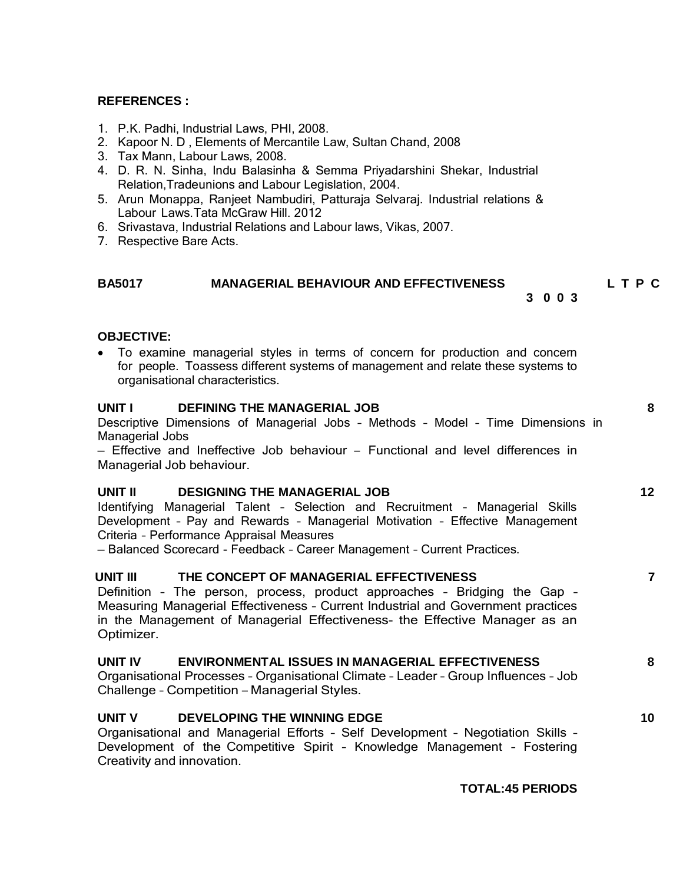**REFERENCES :**

1. P.K. Padhi, Industrial Laws, PHI, 2008.
2. Kapoor N. D , Elements of Mercantile Law, Sultan Chand, 2008
3. Tax Mann, Labour Laws, 2008.
4. D. R. N. Sinha, Indu Balasinha & Semma Priyadarshini Shekar, Industrial Relation,Tradeunions and Labour Legislation, 2004.
5. Arun Monappa, Ranjeet Nambudiri, Patturaja Selvaraj. Industrial relations & Labour Laws.Tata McGraw Hill. 2012
6. Srivastava, Industrial Relations and Labour laws, Vikas, 2007.
7. Respective Bare Acts.

## BA5017 MANAGERIAL BEHAVIOUR AND EFFECTIVENESS

**L T P C**
**3 0 0 3**

**OBJECTIVE:**

- To examine managerial styles in terms of concern for production and concern for people. Toassess different systems of management and relate these systems to organisational characteristics.

**UNIT I DEFINING THE MANAGERIAL JOB** **8**

Descriptive Dimensions of Managerial Jobs – Methods – Model – Time Dimensions in Managerial Jobs
– Effective and Ineffective Job behaviour – Functional and level differences in Managerial Job behaviour.

**UNIT II DESIGNING THE MANAGERIAL JOB** **12**

Identifying Managerial Talent – Selection and Recruitment – Managerial Skills Development – Pay and Rewards – Managerial Motivation – Effective Management Criteria – Performance Appraisal Measures
– Balanced Scorecard - Feedback – Career Management – Current Practices.

**UNIT III THE CONCEPT OF MANAGERIAL EFFECTIVENESS** **7**

Definition – The person, process, product approaches – Bridging the Gap – Measuring Managerial Effectiveness – Current Industrial and Government practices in the Management of Managerial Effectiveness- the Effective Manager as an Optimizer.

**UNIT IV ENVIRONMENTAL ISSUES IN MANAGERIAL EFFECTIVENESS** **8**

Organisational Processes – Organisational Climate – Leader – Group Influences – Job Challenge – Competition – Managerial Styles.

**UNIT V DEVELOPING THE WINNING EDGE** **10**

Organisational and Managerial Efforts – Self Development – Negotiation Skills – Development of the Competitive Spirit – Knowledge Management – Fostering Creativity and innovation.

**TOTAL:45 PERIODS**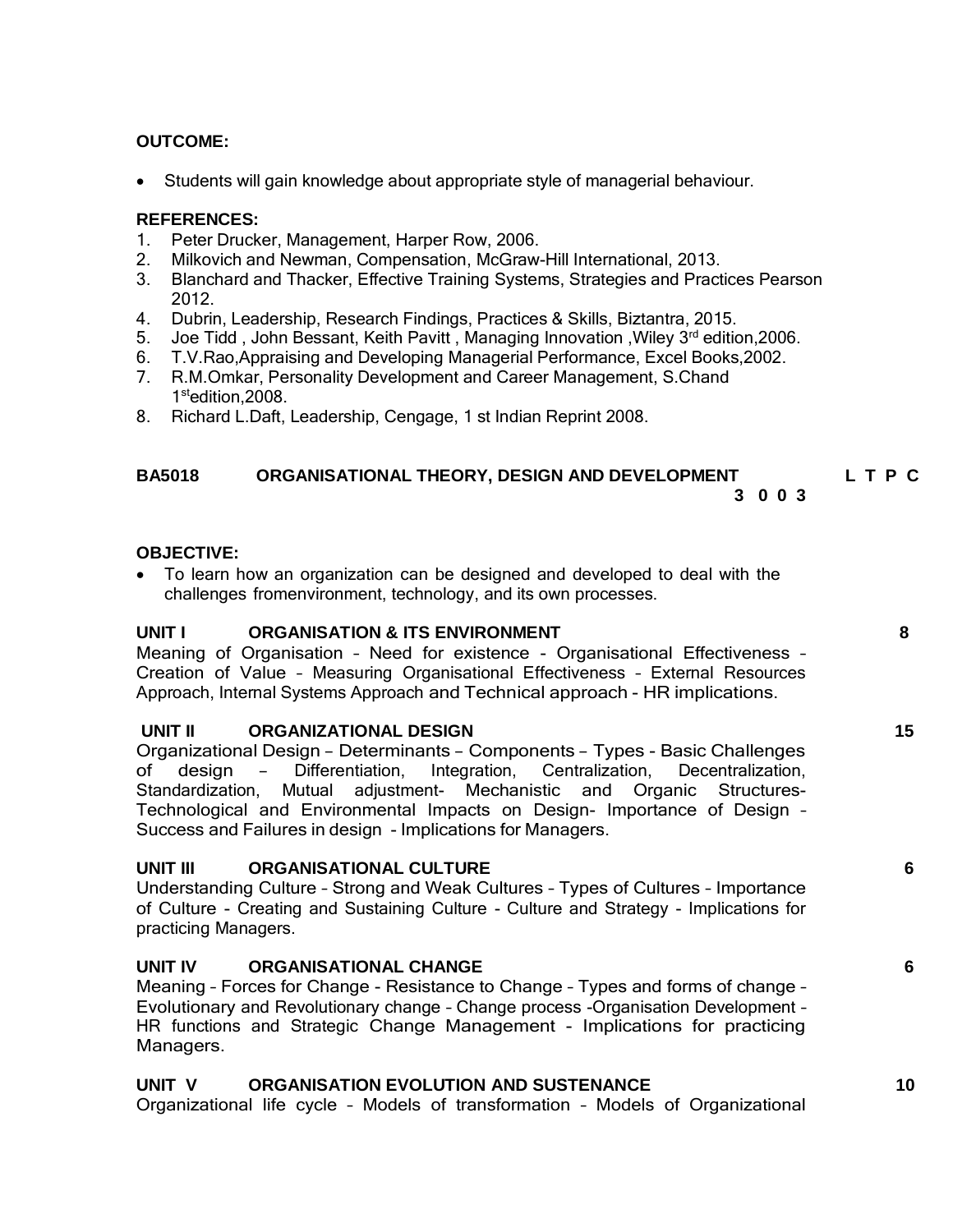**OUTCOME:**

- Students will gain knowledge about appropriate style of managerial behaviour.

**REFERENCES:**

1. Peter Drucker, Management, Harper Row, 2006.
2. Milkovich and Newman, Compensation, McGraw-Hill International, 2013.
3. Blanchard and Thacker, Effective Training Systems, Strategies and Practices Pearson 2012.
4. Dubrin, Leadership, Research Findings, Practices & Skills, Biztantra, 2015.
5. Joe Tidd , John Bessant, Keith Pavitt , Managing Innovation ,Wiley 3rd edition,2006.
6. T.V.Rao,Appraising and Developing Managerial Performance, Excel Books,2002.
7. R.M.Omkar, Personality Development and Career Management, S.Chand 1st edition,2008.
8. Richard L.Daft, Leadership, Cengage, 1 st Indian Reprint 2008.

## BA5018 ORGANISATIONAL THEORY, DESIGN AND DEVELOPMENT

| L | T | P | C |
|---|---|---|---|
| 3 | 0 | 0 | 3 |

**OBJECTIVE:**

- To learn how an organization can be designed and developed to deal with the challenges fromenvironment, technology, and its own processes.

**UNIT I ORGANISATION & ITS ENVIRONMENT** **8**

Meaning of Organisation – Need for existence - Organisational Effectiveness – Creation of Value – Measuring Organisational Effectiveness – External Resources Approach, Internal Systems Approach and Technical approach - HR implications.

**UNIT II ORGANIZATIONAL DESIGN** **15**

Organizational Design – Determinants – Components – Types - Basic Challenges of design – Differentiation, Integration, Centralization, Decentralization, Standardization, Mutual adjustment- Mechanistic and Organic Structures- Technological and Environmental Impacts on Design- Importance of Design – Success and Failures in design - Implications for Managers.

**UNIT III ORGANISATIONAL CULTURE** **6**

Understanding Culture – Strong and Weak Cultures – Types of Cultures – Importance of Culture - Creating and Sustaining Culture - Culture and Strategy - Implications for practicing Managers.

**UNIT IV ORGANISATIONAL CHANGE** **6**

Meaning – Forces for Change - Resistance to Change – Types and forms of change – Evolutionary and Revolutionary change – Change process -Organisation Development – HR functions and Strategic Change Management - Implications for practicing Managers.

**UNIT V ORGANISATION EVOLUTION AND SUSTENANCE** **10**

Organizational life cycle – Models of transformation – Models of Organizational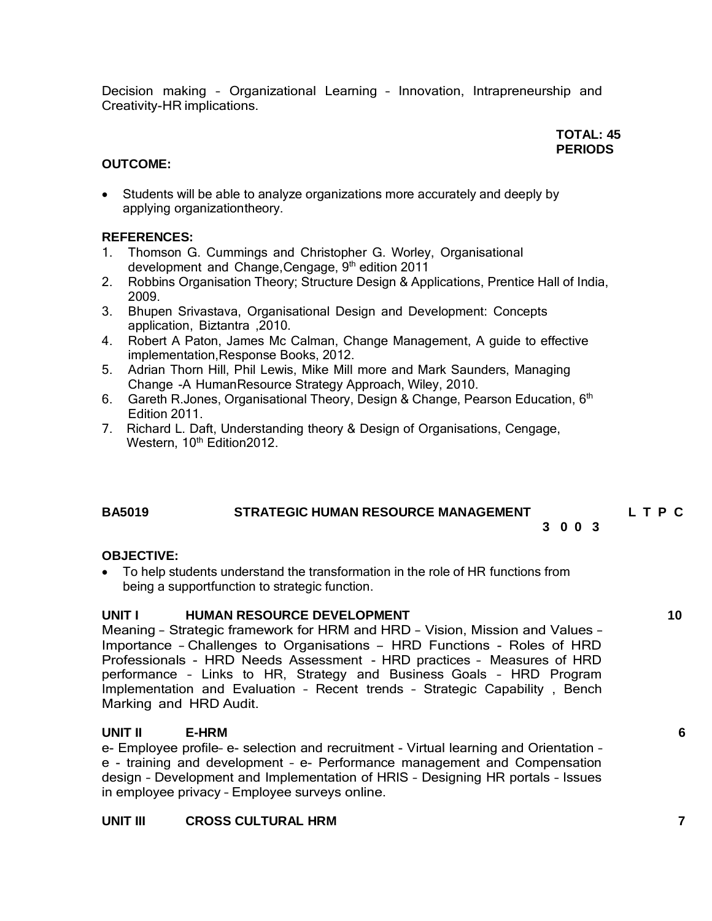Decision making – Organizational Learning – Innovation, Intrapreneurship and Creativity-HR implications.

**TOTAL: 45 PERIODS**

**OUTCOME:**

- Students will be able to analyze organizations more accurately and deeply by applying organizationtheory.

**REFERENCES:**

1. Thomson G. Cummings and Christopher G. Worley, Organisational development and Change,Cengage, 9th edition 2011
2. Robbins Organisation Theory; Structure Design & Applications, Prentice Hall of India, 2009.
3. Bhupen Srivastava, Organisational Design and Development: Concepts application, Biztantra ,2010.
4. Robert A Paton, James Mc Calman, Change Management, A guide to effective implementation,Response Books, 2012.
5. Adrian Thorn Hill, Phil Lewis, Mike Mill more and Mark Saunders, Managing Change -A HumanResource Strategy Approach, Wiley, 2010.
6. Gareth R.Jones, Organisational Theory, Design & Change, Pearson Education, 6th Edition 2011.
7. Richard L. Daft, Understanding theory & Design of Organisations, Cengage, Western, 10th Edition2012.

## BA5019 STRATEGIC HUMAN RESOURCE MANAGEMENT

**L T P C**
**3 0 0 3**

**OBJECTIVE:**

- To help students understand the transformation in the role of HR functions from being a supportfunction to strategic function.

**UNIT I HUMAN RESOURCE DEVELOPMENT 10**

Meaning – Strategic framework for HRM and HRD – Vision, Mission and Values – Importance – Challenges to Organisations – HRD Functions - Roles of HRD Professionals - HRD Needs Assessment - HRD practices – Measures of HRD performance – Links to HR, Strategy and Business Goals – HRD Program Implementation and Evaluation – Recent trends – Strategic Capability , Bench Marking and HRD Audit.

**UNIT II E-HRM 6**

e- Employee profile– e- selection and recruitment - Virtual learning and Orientation – e - training and development – e- Performance management and Compensation design – Development and Implementation of HRIS – Designing HR portals – Issues in employee privacy – Employee surveys online.

**UNIT III CROSS CULTURAL HRM 7**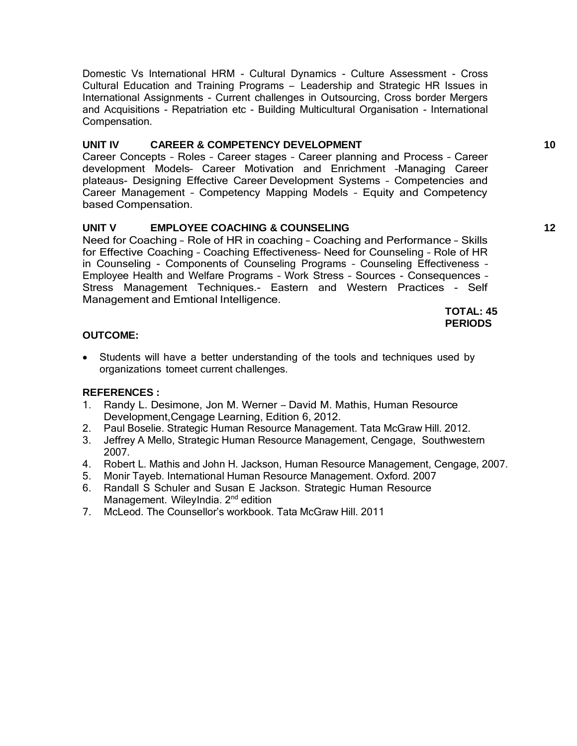Domestic Vs International HRM - Cultural Dynamics - Culture Assessment - Cross Cultural Education and Training Programs – Leadership and Strategic HR Issues in International Assignments - Current challenges in Outsourcing, Cross border Mergers and Acquisitions - Repatriation etc - Building Multicultural Organisation - International Compensation.

**UNIT IV CAREER & COMPETENCY DEVELOPMENT 10**

Career Concepts – Roles – Career stages – Career planning and Process – Career development Models– Career Motivation and Enrichment –Managing Career plateaus- Designing Effective Career Development Systems – Competencies and Career Management – Competency Mapping Models – Equity and Competency based Compensation.

**UNIT V EMPLOYEE COACHING & COUNSELING 12**

Need for Coaching – Role of HR in coaching – Coaching and Performance – Skills for Effective Coaching – Coaching Effectiveness– Need for Counseling – Role of HR in Counseling - Components of Counseling Programs – Counseling Effectiveness – Employee Health and Welfare Programs – Work Stress – Sources – Consequences – Stress Management Techniques.- Eastern and Western Practices - Self Management and Emtional Intelligence.

**TOTAL: 45 PERIODS**

**OUTCOME:**

- Students will have a better understanding of the tools and techniques used by organizations tomeet current challenges.

**REFERENCES :**

1. Randy L. Desimone, Jon M. Werner – David M. Mathis, Human Resource Development,Cengage Learning, Edition 6, 2012.
2. Paul Boselie. Strategic Human Resource Management. Tata McGraw Hill. 2012.
3. Jeffrey A Mello, Strategic Human Resource Management, Cengage, Southwestern 2007.
4. Robert L. Mathis and John H. Jackson, Human Resource Management, Cengage, 2007.
5. Monir Tayeb. International Human Resource Management. Oxford. 2007
6. Randall S Schuler and Susan E Jackson. Strategic Human Resource Management. WileyIndia. 2nd edition
7. McLeod. The Counsellor's workbook. Tata McGraw Hill. 2011